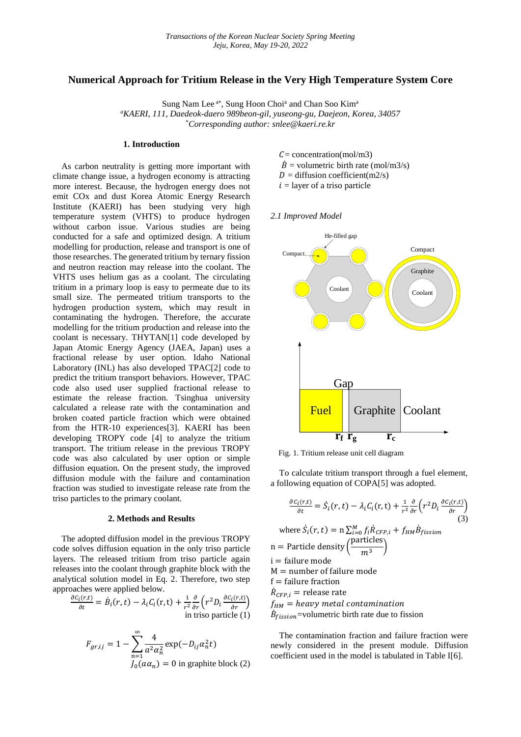# Numerical Approach for Tritium Release in the Very High Temperature System Core

Sung Nam Lee [a*], Sung Hoon Choi[a] and Chan Soo Kim[a]

[a]*KAERI, 111, Daedeok-daero 989beon-gil, yuseong-gu, Daejeon, Korea, 34057*

[*]*Corresponding author: snlee@kaeri.re.kr*

## 1. Introduction

As carbon neutrality is getting more important with climate change issue, a hydrogen economy is attracting more interest. Because, the hydrogen energy does not emit COx and dust Korea Atomic Energy Research Institute (KAERI) has been studying very high temperature system (VHTS) to produce hydrogen without carbon issue. Various studies are being conducted for a safe and optimized design. A tritium modelling for production, release and transport is one of those researches. The generated tritium by ternary fission and neutron reaction may release into the coolant. The VHTS uses helium gas as a coolant. The circulating tritium in a primary loop is easy to permeate due to its small size. The permeated tritium transports to the hydrogen production system, which may result in contaminating the hydrogen. Therefore, the accurate modelling for the tritium production and release into the coolant is necessary. THYTAN[1] code developed by Japan Atomic Energy Agency (JAEA, Japan) uses a fractional release by user option. Idaho National Laboratory (INL) has also developed TPAC[2] code to predict the tritium transport behaviors. However, TPAC code also used user supplied fractional release to estimate the release fraction. Tsinghua university calculated a release rate with the contamination and broken coated particle fraction which were obtained from the HTR-10 experiences[3]. KAERI has been developing TROPY code [4] to analyze the tritium transport. The tritium release in the previous TROPY code was also calculated by user option or simple diffusion equation. On the present study, the improved diffusion module with the failure and contamination fraction was studied to investigate release rate from the triso particles to the primary coolant.

## 2. Methods and Results

The adopted diffusion model in the previous TROPY code solves diffusion equation in the only triso particle layers. The released tritium from triso particle again releases into the coolant through graphite block with the analytical solution model in Eq. 2. Therefore, two step approaches were applied below.

$$\frac{\partial C_i(r,t)}{\partial t} = \dot{B}_i(r,t) - \lambda_i C_i(r,t) + \frac{1}{r^2}\frac{\partial}{\partial r}\left(r^2 D_i \frac{\partial C_i(r,t)}{\partial r}\right) \quad \text{in triso particle (1)}$$

$$F_{gr,ij} = 1 - \sum_{n=1}^{\infty} \frac{4}{a^2\alpha_n^2}\exp(-D_{ij}\alpha_n^2 t)$$
$$J_0(a\alpha_n) = 0 \quad \text{in graphite block (2)}$$

$C$ = concentration(mol/m3)

$\dot{B}$ = volumetric birth rate (mol/m3/s)

$D$ = diffusion coefficient(m2/s)

$i$ = layer of a triso particle

### *2.1 Improved Model*

Fig. 1. Tritium release unit cell diagram

To calculate tritium transport through a fuel element, a following equation of COPA[5] was adopted.

$$\frac{\partial C_i(r,t)}{\partial t} = \dot{S}_i(r,t) - \lambda_i C_i(r,t) + \frac{1}{r^2}\frac{\partial}{\partial r}\left(r^2 D_i \frac{\partial C_i(r,t)}{\partial r}\right) \quad (3)$$

where $\dot{S}_i(r,t) = \mathrm{n}\sum_{i=0}^{M} f_i \dot{R}_{CFP,i} + f_{HM}\dot{B}_{fission}$

$\mathrm{n} = $ Particle density $\left(\frac{\text{particles}}{m^3}\right)$

$\mathrm{i} = $ failure mode

$\mathrm{M} = $ number of failure mode

$\mathrm{f} = $ failure fraction

$\dot{R}_{CFP,i} = $ release rate

$f_{HM} = $ *heavy metal contamination*

$\dot{B}_{fission}$ = volumetric birth rate due to fission

The contamination fraction and failure fraction were newly considered in the present module. Diffusion coefficient used in the model is tabulated in Table I[6].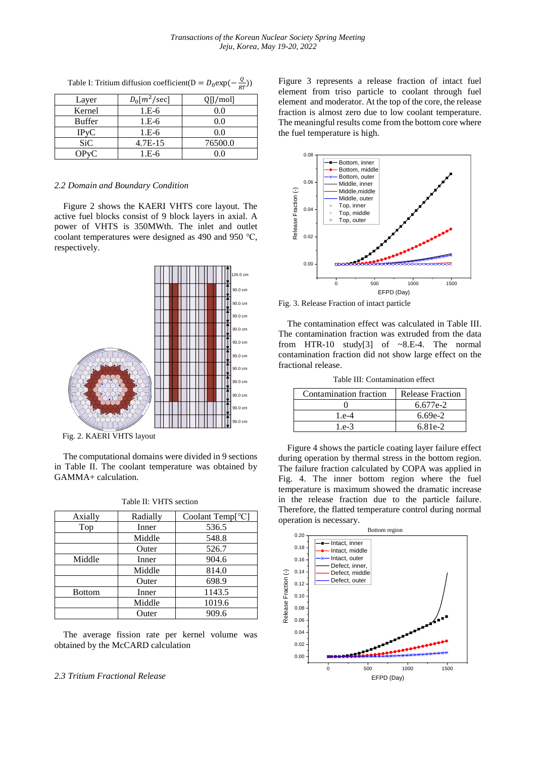Table I: Tritium diffusion coefficient($D = D_0 \exp(-\frac{Q}{RT})$)

| Layer | $D_0[m^2/sec]$ | Q[J/mol] |
|---|---|---|
| Kernel | 1.E-6 | 0.0 |
| Buffer | 1.E-6 | 0.0 |
| IPyC | 1.E-6 | 0.0 |
| SiC | 4.7E-15 | 76500.0 |
| OPyC | 1.E-6 | 0.0 |

### *2.2 Domain and Boundary Condition*

Figure 2 shows the KAERI VHTS core layout. The active fuel blocks consist of 9 block layers in axial. A power of VHTS is 350MWth. The inlet and outlet coolant temperatures were designed as 490 and 950 ℃, respectively.

Fig. 2. KAERI VHTS layout

The computational domains were divided in 9 sections in Table II. The coolant temperature was obtained by GAMMA+ calculation.

Table II: VHTS section

| Axially | Radially | Coolant Temp[℃] |
|---|---|---|
| Top | Inner | 536.5 |
| | Middle | 548.8 |
| | Outer | 526.7 |
| Middle | Inner | 904.6 |
| | Middle | 814.0 |
| | Outer | 698.9 |
| Bottom | Inner | 1143.5 |
| | Middle | 1019.6 |
| | Outer | 909.6 |

The average fission rate per kernel volume was obtained by the McCARD calculation

### *2.3 Tritium Fractional Release*

Figure 3 represents a release fraction of intact fuel element from triso particle to coolant through fuel element and moderator. At the top of the core, the release fraction is almost zero due to low coolant temperature. The meaningful results come from the bottom core where the fuel temperature is high.

Fig. 3. Release Fraction of intact particle

The contamination effect was calculated in Table III. The contamination fraction was extruded from the data from HTR-10 study[3] of ~8.E-4. The normal contamination fraction did not show large effect on the fractional release.

Table III: Contamination effect

| Contamination fraction | Release Fraction |
|---|---|
| 0 | 6.677e-2 |
| 1.e-4 | 6.69e-2 |
| 1.e-3 | 6.81e-2 |

Figure 4 shows the particle coating layer failure effect during operation by thermal stress in the bottom region. The failure fraction calculated by COPA was applied in Fig. 4. The inner bottom region where the fuel temperature is maximum showed the dramatic increase in the release fraction due to the particle failure. Therefore, the flatted temperature control during normal operation is necessary.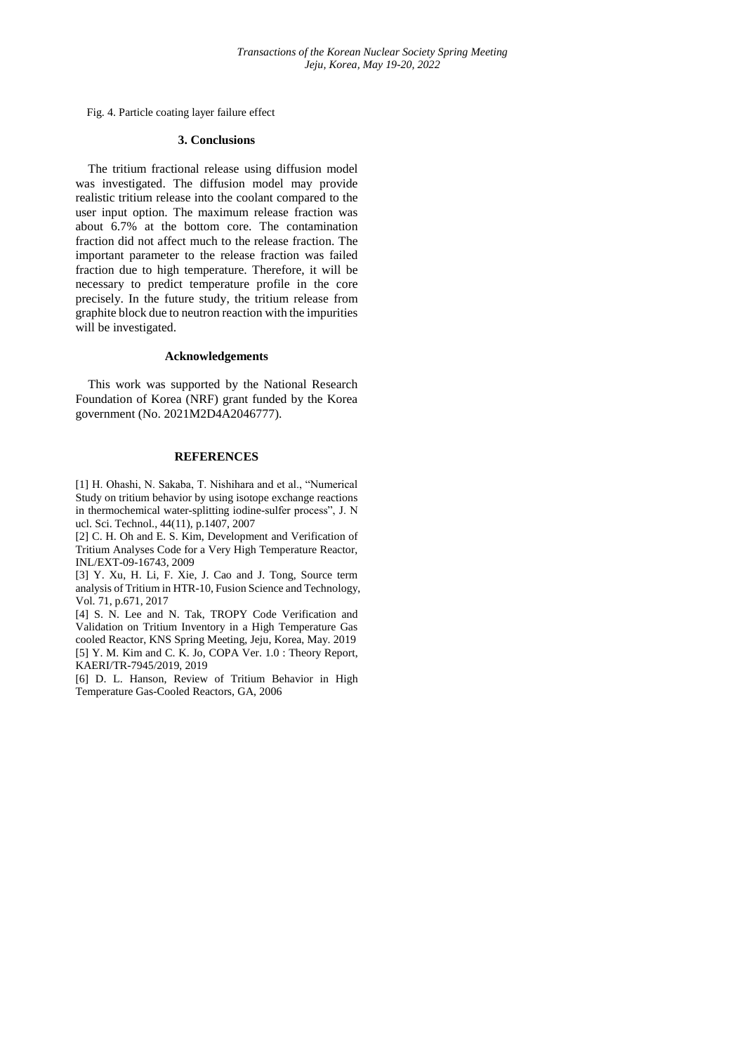Fig. 4. Particle coating layer failure effect

## 3. Conclusions

The tritium fractional release using diffusion model was investigated. The diffusion model may provide realistic tritium release into the coolant compared to the user input option. The maximum release fraction was about 6.7% at the bottom core. The contamination fraction did not affect much to the release fraction. The important parameter to the release fraction was failed fraction due to high temperature. Therefore, it will be necessary to predict temperature profile in the core precisely. In the future study, the tritium release from graphite block due to neutron reaction with the impurities will be investigated.

## Acknowledgements

This work was supported by the National Research Foundation of Korea (NRF) grant funded by the Korea government (No. 2021M2D4A2046777).

## REFERENCES

[1] H. Ohashi, N. Sakaba, T. Nishihara and et al., "Numerical Study on tritium behavior by using isotope exchange reactions in thermochemical water-splitting iodine-sulfer process", J. Nucl. Sci. Technol., 44(11), p.1407, 2007

[2] C. H. Oh and E. S. Kim, Development and Verification of Tritium Analyses Code for a Very High Temperature Reactor, INL/EXT-09-16743, 2009

[3] Y. Xu, H. Li, F. Xie, J. Cao and J. Tong, Source term analysis of Tritium in HTR-10, Fusion Science and Technology, Vol. 71, p.671, 2017

[4] S. N. Lee and N. Tak, TROPY Code Verification and Validation on Tritium Inventory in a High Temperature Gas cooled Reactor, KNS Spring Meeting, Jeju, Korea, May. 2019

[5] Y. M. Kim and C. K. Jo, COPA Ver. 1.0 : Theory Report, KAERI/TR-7945/2019, 2019

[6] D. L. Hanson, Review of Tritium Behavior in High Temperature Gas-Cooled Reactors, GA, 2006